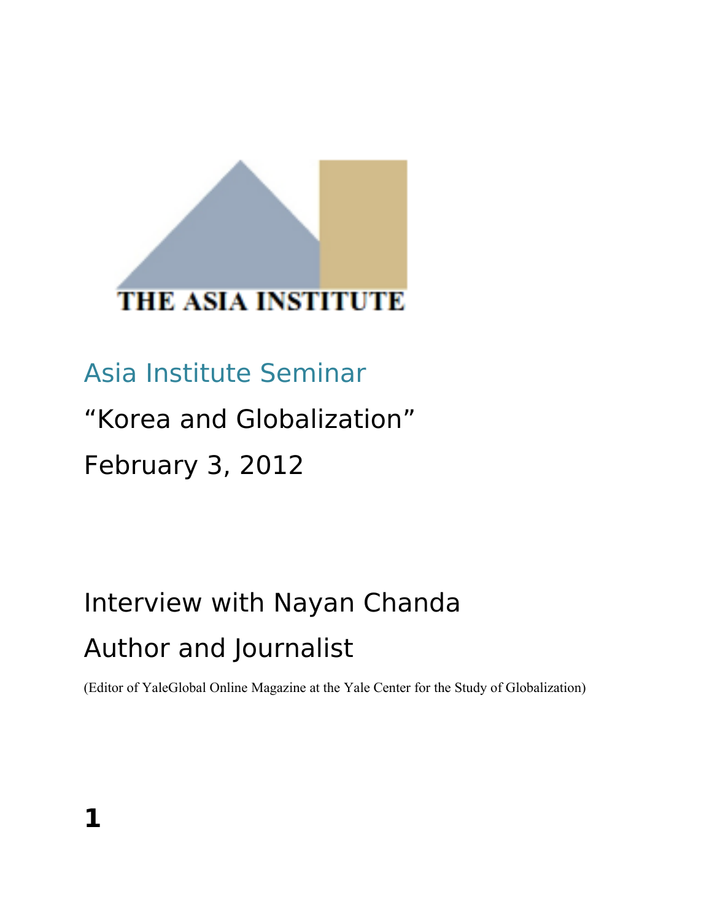THE ASIA INSTITUTE

# Asia Institute Seminar

## "Korea and Globalization"

## February 3, 2012

## Interview with Nayan Chanda

## Author and Journalist

(Editor of YaleGlobal Online Magazine at the Yale Center for the Study of Globalization)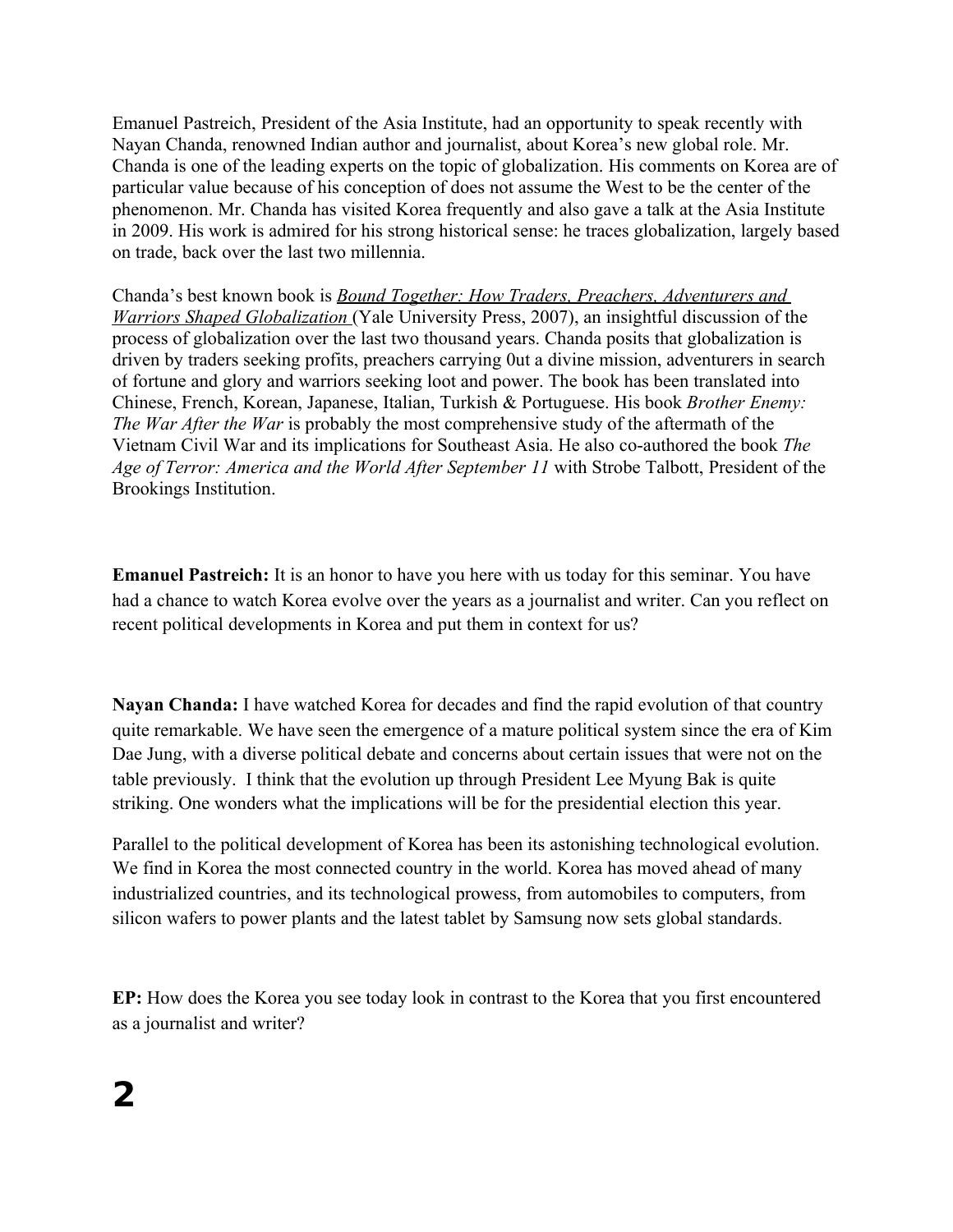Emanuel Pastreich, President of the Asia Institute, had an opportunity to speak recently with Nayan Chanda, renowned Indian author and journalist, about Korea's new global role. Mr. Chanda is one of the leading experts on the topic of globalization. His comments on Korea are of particular value because of his conception of does not assume the West to be the center of the phenomenon. Mr. Chanda has visited Korea frequently and also gave a talk at the Asia Institute in 2009. His work is admired for his strong historical sense: he traces globalization, largely based on trade, back over the last two millennia.

Chanda's best known book is ***Bound Together: How Traders, Preachers, Adventurers and Warriors Shaped Globalization*** (Yale University Press, 2007), an insightful discussion of the process of globalization over the last two thousand years. Chanda posits that globalization is driven by traders seeking profits, preachers carrying 0ut a divine mission, adventurers in search of fortune and glory and warriors seeking loot and power. The book has been translated into Chinese, French, Korean, Japanese, Italian, Turkish & Portuguese. His book *Brother Enemy: The War After the War* is probably the most comprehensive study of the aftermath of the Vietnam Civil War and its implications for Southeast Asia. He also co-authored the book *The Age of Terror: America and the World After September 11* with Strobe Talbott, President of the Brookings Institution.

**Emanuel Pastreich:** It is an honor to have you here with us today for this seminar. You have had a chance to watch Korea evolve over the years as a journalist and writer. Can you reflect on recent political developments in Korea and put them in context for us?

**Nayan Chanda:** I have watched Korea for decades and find the rapid evolution of that country quite remarkable. We have seen the emergence of a mature political system since the era of Kim Dae Jung, with a diverse political debate and concerns about certain issues that were not on the table previously. I think that the evolution up through President Lee Myung Bak is quite striking. One wonders what the implications will be for the presidential election this year.

Parallel to the political development of Korea has been its astonishing technological evolution. We find in Korea the most connected country in the world. Korea has moved ahead of many industrialized countries, and its technological prowess, from automobiles to computers, from silicon wafers to power plants and the latest tablet by Samsung now sets global standards.

**EP:** How does the Korea you see today look in contrast to the Korea that you first encountered as a journalist and writer?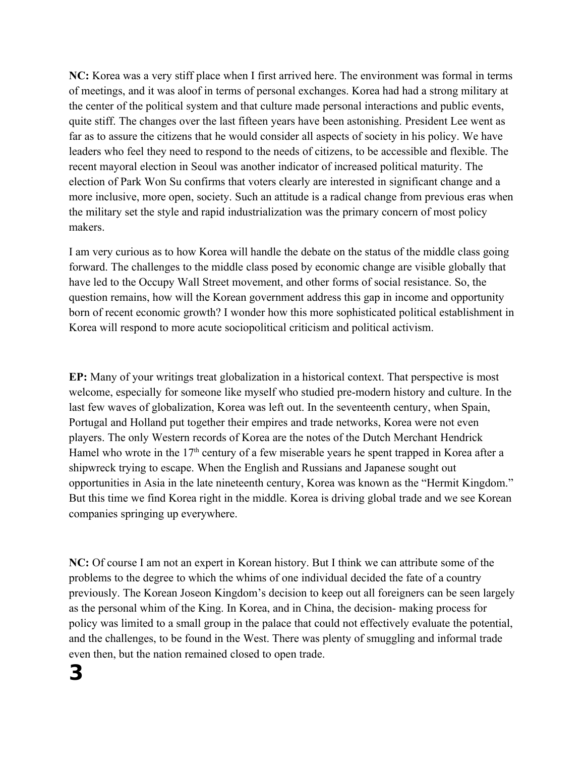**NC:** Korea was a very stiff place when I first arrived here. The environment was formal in terms of meetings, and it was aloof in terms of personal exchanges. Korea had had a strong military at the center of the political system and that culture made personal interactions and public events, quite stiff. The changes over the last fifteen years have been astonishing. President Lee went as far as to assure the citizens that he would consider all aspects of society in his policy. We have leaders who feel they need to respond to the needs of citizens, to be accessible and flexible. The recent mayoral election in Seoul was another indicator of increased political maturity. The election of Park Won Su confirms that voters clearly are interested in significant change and a more inclusive, more open, society. Such an attitude is a radical change from previous eras when the military set the style and rapid industrialization was the primary concern of most policy makers.

I am very curious as to how Korea will handle the debate on the status of the middle class going forward. The challenges to the middle class posed by economic change are visible globally that have led to the Occupy Wall Street movement, and other forms of social resistance. So, the question remains, how will the Korean government address this gap in income and opportunity born of recent economic growth? I wonder how this more sophisticated political establishment in Korea will respond to more acute sociopolitical criticism and political activism.

**EP:** Many of your writings treat globalization in a historical context. That perspective is most welcome, especially for someone like myself who studied pre-modern history and culture. In the last few waves of globalization, Korea was left out. In the seventeenth century, when Spain, Portugal and Holland put together their empires and trade networks, Korea were not even players. The only Western records of Korea are the notes of the Dutch Merchant Hendrick Hamel who wrote in the 17th century of a few miserable years he spent trapped in Korea after a shipwreck trying to escape. When the English and Russians and Japanese sought out opportunities in Asia in the late nineteenth century, Korea was known as the "Hermit Kingdom." But this time we find Korea right in the middle. Korea is driving global trade and we see Korean companies springing up everywhere.

**NC:** Of course I am not an expert in Korean history. But I think we can attribute some of the problems to the degree to which the whims of one individual decided the fate of a country previously. The Korean Joseon Kingdom's decision to keep out all foreigners can be seen largely as the personal whim of the King. In Korea, and in China, the decision- making process for policy was limited to a small group in the palace that could not effectively evaluate the potential, and the challenges, to be found in the West. There was plenty of smuggling and informal trade even then, but the nation remained closed to open trade.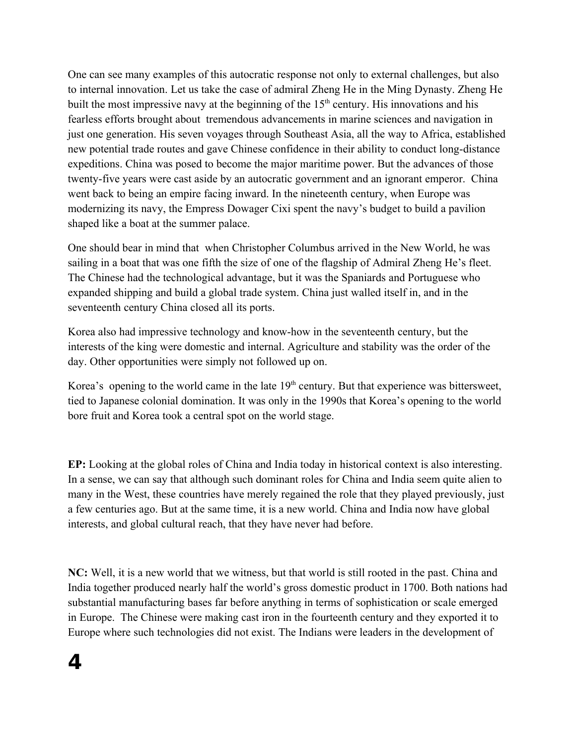One can see many examples of this autocratic response not only to external challenges, but also to internal innovation. Let us take the case of admiral Zheng He in the Ming Dynasty. Zheng He built the most impressive navy at the beginning of the 15th century. His innovations and his fearless efforts brought about tremendous advancements in marine sciences and navigation in just one generation. His seven voyages through Southeast Asia, all the way to Africa, established new potential trade routes and gave Chinese confidence in their ability to conduct long-distance expeditions. China was posed to become the major maritime power. But the advances of those twenty-five years were cast aside by an autocratic government and an ignorant emperor. China went back to being an empire facing inward. In the nineteenth century, when Europe was modernizing its navy, the Empress Dowager Cixi spent the navy's budget to build a pavilion shaped like a boat at the summer palace.

One should bear in mind that when Christopher Columbus arrived in the New World, he was sailing in a boat that was one fifth the size of one of the flagship of Admiral Zheng He's fleet. The Chinese had the technological advantage, but it was the Spaniards and Portuguese who expanded shipping and build a global trade system. China just walled itself in, and in the seventeenth century China closed all its ports.

Korea also had impressive technology and know-how in the seventeenth century, but the interests of the king were domestic and internal. Agriculture and stability was the order of the day. Other opportunities were simply not followed up on.

Korea's opening to the world came in the late 19th century. But that experience was bittersweet, tied to Japanese colonial domination. It was only in the 1990s that Korea's opening to the world bore fruit and Korea took a central spot on the world stage.

**EP:** Looking at the global roles of China and India today in historical context is also interesting. In a sense, we can say that although such dominant roles for China and India seem quite alien to many in the West, these countries have merely regained the role that they played previously, just a few centuries ago. But at the same time, it is a new world. China and India now have global interests, and global cultural reach, that they have never had before.

**NC:** Well, it is a new world that we witness, but that world is still rooted in the past. China and India together produced nearly half the world's gross domestic product in 1700. Both nations had substantial manufacturing bases far before anything in terms of sophistication or scale emerged in Europe. The Chinese were making cast iron in the fourteenth century and they exported it to Europe where such technologies did not exist. The Indians were leaders in the development of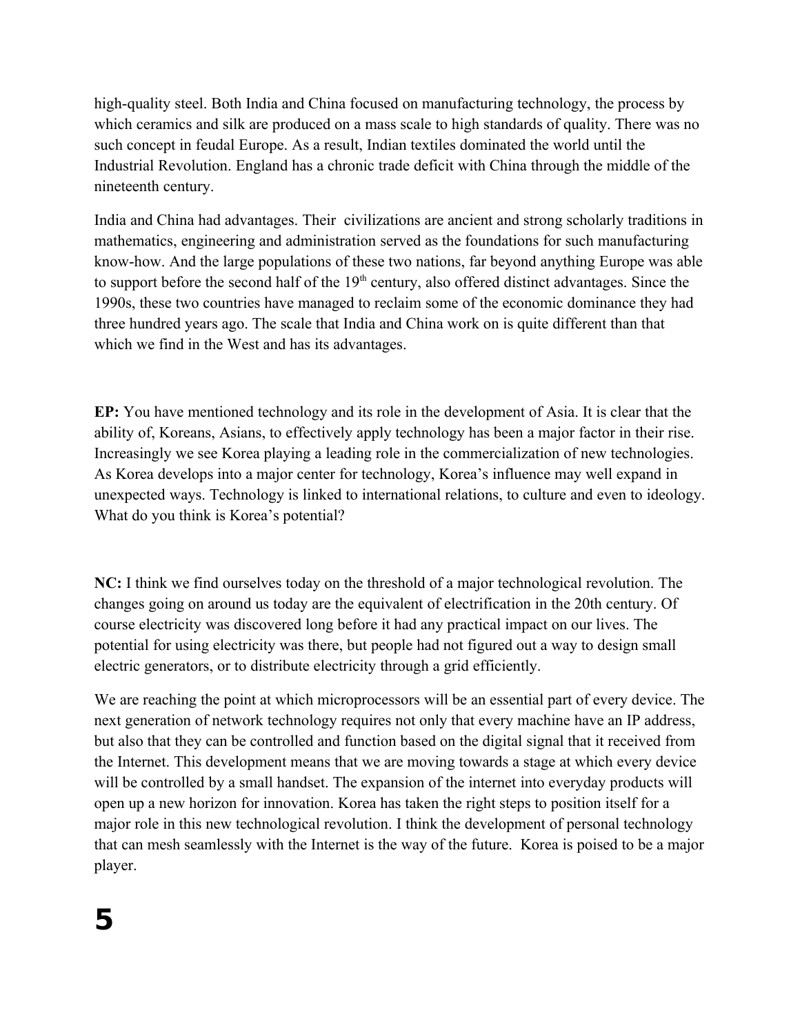high-quality steel. Both India and China focused on manufacturing technology, the process by which ceramics and silk are produced on a mass scale to high standards of quality. There was no such concept in feudal Europe. As a result, Indian textiles dominated the world until the Industrial Revolution. England has a chronic trade deficit with China through the middle of the nineteenth century.

India and China had advantages. Their civilizations are ancient and strong scholarly traditions in mathematics, engineering and administration served as the foundations for such manufacturing know-how. And the large populations of these two nations, far beyond anything Europe was able to support before the second half of the 19th century, also offered distinct advantages. Since the 1990s, these two countries have managed to reclaim some of the economic dominance they had three hundred years ago. The scale that India and China work on is quite different than that which we find in the West and has its advantages.

**EP:** You have mentioned technology and its role in the development of Asia. It is clear that the ability of, Koreans, Asians, to effectively apply technology has been a major factor in their rise. Increasingly we see Korea playing a leading role in the commercialization of new technologies. As Korea develops into a major center for technology, Korea's influence may well expand in unexpected ways. Technology is linked to international relations, to culture and even to ideology. What do you think is Korea's potential?

**NC:** I think we find ourselves today on the threshold of a major technological revolution. The changes going on around us today are the equivalent of electrification in the 20th century. Of course electricity was discovered long before it had any practical impact on our lives. The potential for using electricity was there, but people had not figured out a way to design small electric generators, or to distribute electricity through a grid efficiently.

We are reaching the point at which microprocessors will be an essential part of every device. The next generation of network technology requires not only that every machine have an IP address, but also that they can be controlled and function based on the digital signal that it received from the Internet. This development means that we are moving towards a stage at which every device will be controlled by a small handset. The expansion of the internet into everyday products will open up a new horizon for innovation. Korea has taken the right steps to position itself for a major role in this new technological revolution. I think the development of personal technology that can mesh seamlessly with the Internet is the way of the future. Korea is poised to be a major player.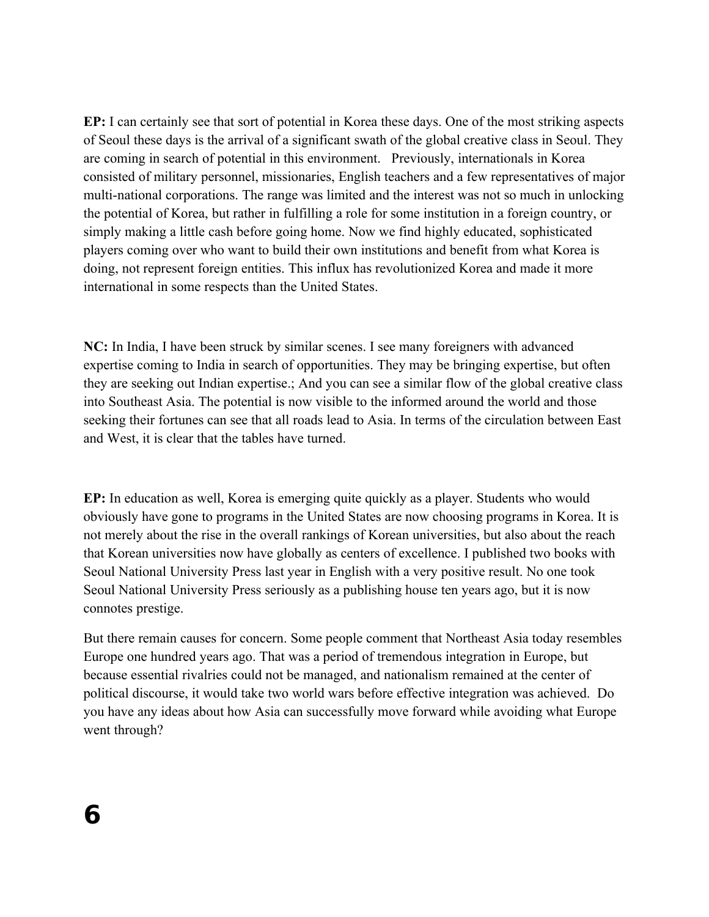**EP:** I can certainly see that sort of potential in Korea these days. One of the most striking aspects of Seoul these days is the arrival of a significant swath of the global creative class in Seoul. They are coming in search of potential in this environment.   Previously, internationals in Korea consisted of military personnel, missionaries, English teachers and a few representatives of major multi-national corporations. The range was limited and the interest was not so much in unlocking the potential of Korea, but rather in fulfilling a role for some institution in a foreign country, or simply making a little cash before going home. Now we find highly educated, sophisticated players coming over who want to build their own institutions and benefit from what Korea is doing, not represent foreign entities. This influx has revolutionized Korea and made it more international in some respects than the United States.

**NC:** In India, I have been struck by similar scenes. I see many foreigners with advanced expertise coming to India in search of opportunities. They may be bringing expertise, but often they are seeking out Indian expertise.; And you can see a similar flow of the global creative class into Southeast Asia. The potential is now visible to the informed around the world and those seeking their fortunes can see that all roads lead to Asia. In terms of the circulation between East and West, it is clear that the tables have turned.

**EP:** In education as well, Korea is emerging quite quickly as a player. Students who would obviously have gone to programs in the United States are now choosing programs in Korea. It is not merely about the rise in the overall rankings of Korean universities, but also about the reach that Korean universities now have globally as centers of excellence. I published two books with Seoul National University Press last year in English with a very positive result. No one took Seoul National University Press seriously as a publishing house ten years ago, but it is now connotes prestige.

But there remain causes for concern. Some people comment that Northeast Asia today resembles Europe one hundred years ago. That was a period of tremendous integration in Europe, but because essential rivalries could not be managed, and nationalism remained at the center of political discourse, it would take two world wars before effective integration was achieved.  Do you have any ideas about how Asia can successfully move forward while avoiding what Europe went through?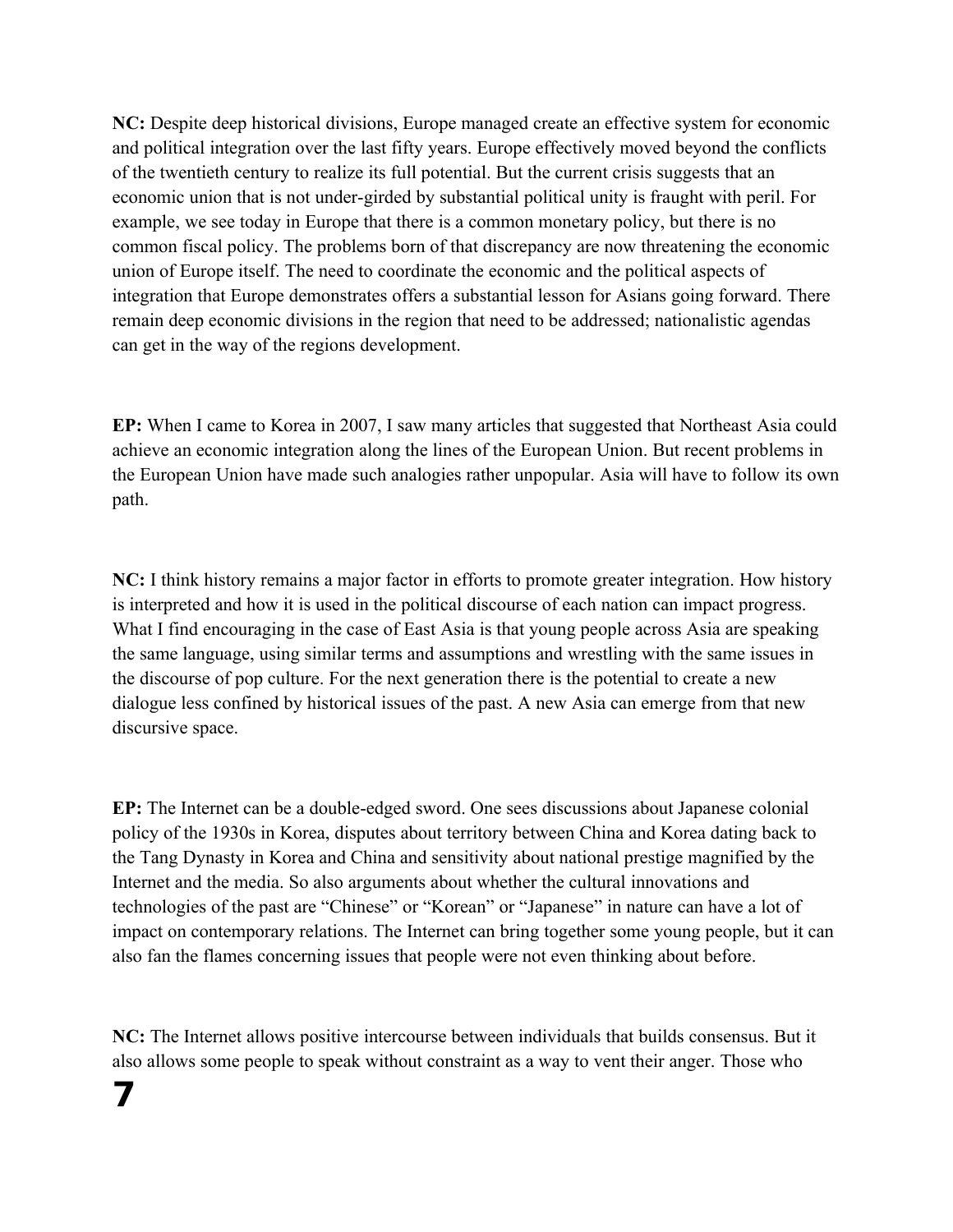**NC:** Despite deep historical divisions, Europe managed create an effective system for economic and political integration over the last fifty years. Europe effectively moved beyond the conflicts of the twentieth century to realize its full potential. But the current crisis suggests that an economic union that is not under-girded by substantial political unity is fraught with peril. For example, we see today in Europe that there is a common monetary policy, but there is no common fiscal policy. The problems born of that discrepancy are now threatening the economic union of Europe itself. The need to coordinate the economic and the political aspects of integration that Europe demonstrates offers a substantial lesson for Asians going forward. There remain deep economic divisions in the region that need to be addressed; nationalistic agendas can get in the way of the regions development.

**EP:** When I came to Korea in 2007, I saw many articles that suggested that Northeast Asia could achieve an economic integration along the lines of the European Union. But recent problems in the European Union have made such analogies rather unpopular. Asia will have to follow its own path.

**NC:** I think history remains a major factor in efforts to promote greater integration. How history is interpreted and how it is used in the political discourse of each nation can impact progress. What I find encouraging in the case of East Asia is that young people across Asia are speaking the same language, using similar terms and assumptions and wrestling with the same issues in the discourse of pop culture. For the next generation there is the potential to create a new dialogue less confined by historical issues of the past. A new Asia can emerge from that new discursive space.

**EP:** The Internet can be a double-edged sword. One sees discussions about Japanese colonial policy of the 1930s in Korea, disputes about territory between China and Korea dating back to the Tang Dynasty in Korea and China and sensitivity about national prestige magnified by the Internet and the media. So also arguments about whether the cultural innovations and technologies of the past are "Chinese" or "Korean" or "Japanese" in nature can have a lot of impact on contemporary relations. The Internet can bring together some young people, but it can also fan the flames concerning issues that people were not even thinking about before.

**NC:** The Internet allows positive intercourse between individuals that builds consensus. But it also allows some people to speak without constraint as a way to vent their anger. Those who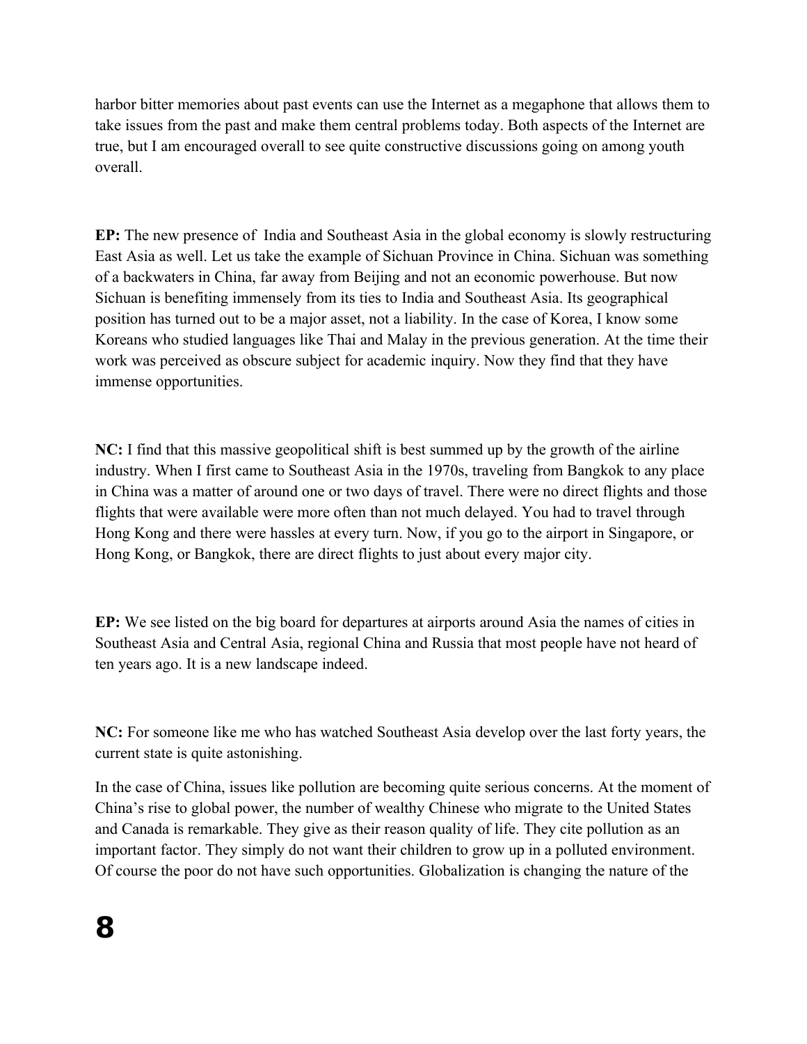harbor bitter memories about past events can use the Internet as a megaphone that allows them to take issues from the past and make them central problems today. Both aspects of the Internet are true, but I am encouraged overall to see quite constructive discussions going on among youth overall.

**EP:** The new presence of India and Southeast Asia in the global economy is slowly restructuring East Asia as well. Let us take the example of Sichuan Province in China. Sichuan was something of a backwaters in China, far away from Beijing and not an economic powerhouse. But now Sichuan is benefiting immensely from its ties to India and Southeast Asia. Its geographical position has turned out to be a major asset, not a liability. In the case of Korea, I know some Koreans who studied languages like Thai and Malay in the previous generation. At the time their work was perceived as obscure subject for academic inquiry. Now they find that they have immense opportunities.

**NC:** I find that this massive geopolitical shift is best summed up by the growth of the airline industry. When I first came to Southeast Asia in the 1970s, traveling from Bangkok to any place in China was a matter of around one or two days of travel. There were no direct flights and those flights that were available were more often than not much delayed. You had to travel through Hong Kong and there were hassles at every turn. Now, if you go to the airport in Singapore, or Hong Kong, or Bangkok, there are direct flights to just about every major city.

**EP:** We see listed on the big board for departures at airports around Asia the names of cities in Southeast Asia and Central Asia, regional China and Russia that most people have not heard of ten years ago. It is a new landscape indeed.

**NC:** For someone like me who has watched Southeast Asia develop over the last forty years, the current state is quite astonishing.

In the case of China, issues like pollution are becoming quite serious concerns. At the moment of China's rise to global power, the number of wealthy Chinese who migrate to the United States and Canada is remarkable. They give as their reason quality of life. They cite pollution as an important factor. They simply do not want their children to grow up in a polluted environment. Of course the poor do not have such opportunities. Globalization is changing the nature of the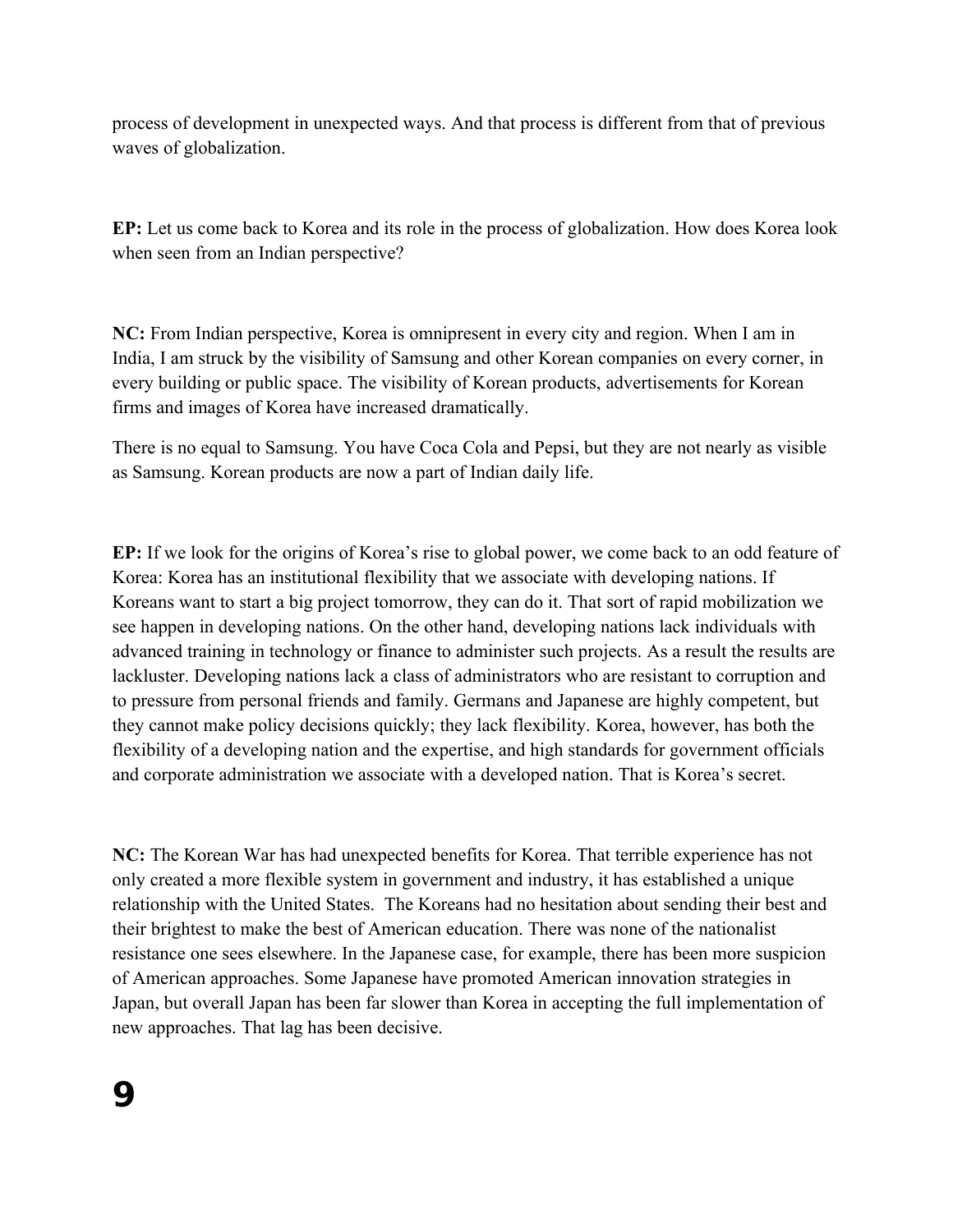process of development in unexpected ways. And that process is different from that of previous waves of globalization.

**EP:** Let us come back to Korea and its role in the process of globalization. How does Korea look when seen from an Indian perspective?

**NC:** From Indian perspective, Korea is omnipresent in every city and region. When I am in India, I am struck by the visibility of Samsung and other Korean companies on every corner, in every building or public space. The visibility of Korean products, advertisements for Korean firms and images of Korea have increased dramatically.

There is no equal to Samsung. You have Coca Cola and Pepsi, but they are not nearly as visible as Samsung. Korean products are now a part of Indian daily life.

**EP:** If we look for the origins of Korea's rise to global power, we come back to an odd feature of Korea: Korea has an institutional flexibility that we associate with developing nations. If Koreans want to start a big project tomorrow, they can do it. That sort of rapid mobilization we see happen in developing nations. On the other hand, developing nations lack individuals with advanced training in technology or finance to administer such projects. As a result the results are lackluster. Developing nations lack a class of administrators who are resistant to corruption and to pressure from personal friends and family. Germans and Japanese are highly competent, but they cannot make policy decisions quickly; they lack flexibility. Korea, however, has both the flexibility of a developing nation and the expertise, and high standards for government officials and corporate administration we associate with a developed nation. That is Korea's secret.

**NC:** The Korean War has had unexpected benefits for Korea. That terrible experience has not only created a more flexible system in government and industry, it has established a unique relationship with the United States. The Koreans had no hesitation about sending their best and their brightest to make the best of American education. There was none of the nationalist resistance one sees elsewhere. In the Japanese case, for example, there has been more suspicion of American approaches. Some Japanese have promoted American innovation strategies in Japan, but overall Japan has been far slower than Korea in accepting the full implementation of new approaches. That lag has been decisive.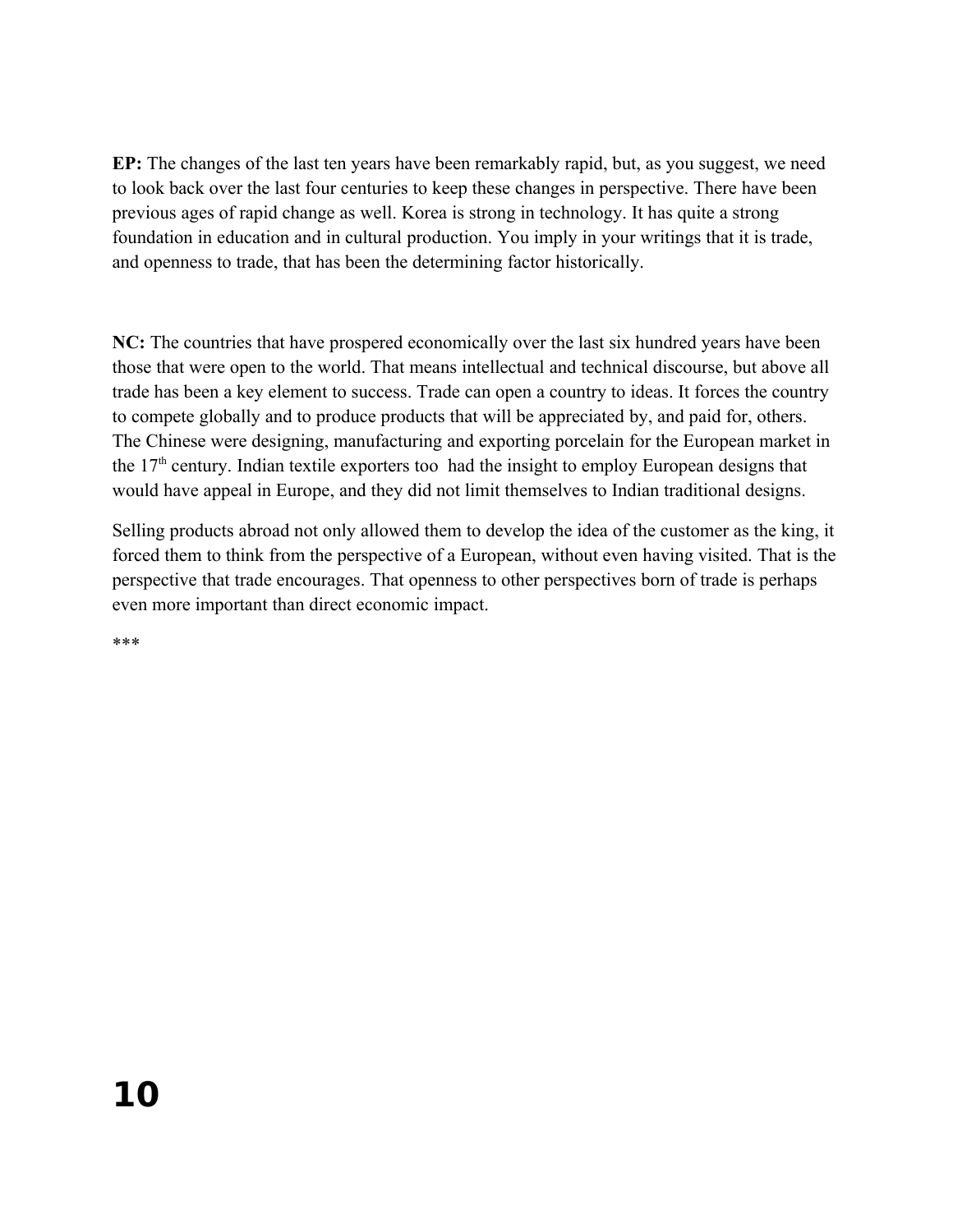**EP:** The changes of the last ten years have been remarkably rapid, but, as you suggest, we need to look back over the last four centuries to keep these changes in perspective. There have been previous ages of rapid change as well. Korea is strong in technology. It has quite a strong foundation in education and in cultural production. You imply in your writings that it is trade, and openness to trade, that has been the determining factor historically.

**NC:** The countries that have prospered economically over the last six hundred years have been those that were open to the world. That means intellectual and technical discourse, but above all trade has been a key element to success. Trade can open a country to ideas. It forces the country to compete globally and to produce products that will be appreciated by, and paid for, others. The Chinese were designing, manufacturing and exporting porcelain for the European market in the 17th century. Indian textile exporters too had the insight to employ European designs that would have appeal in Europe, and they did not limit themselves to Indian traditional designs.

Selling products abroad not only allowed them to develop the idea of the customer as the king, it forced them to think from the perspective of a European, without even having visited. That is the perspective that trade encourages. That openness to other perspectives born of trade is perhaps even more important than direct economic impact.

***